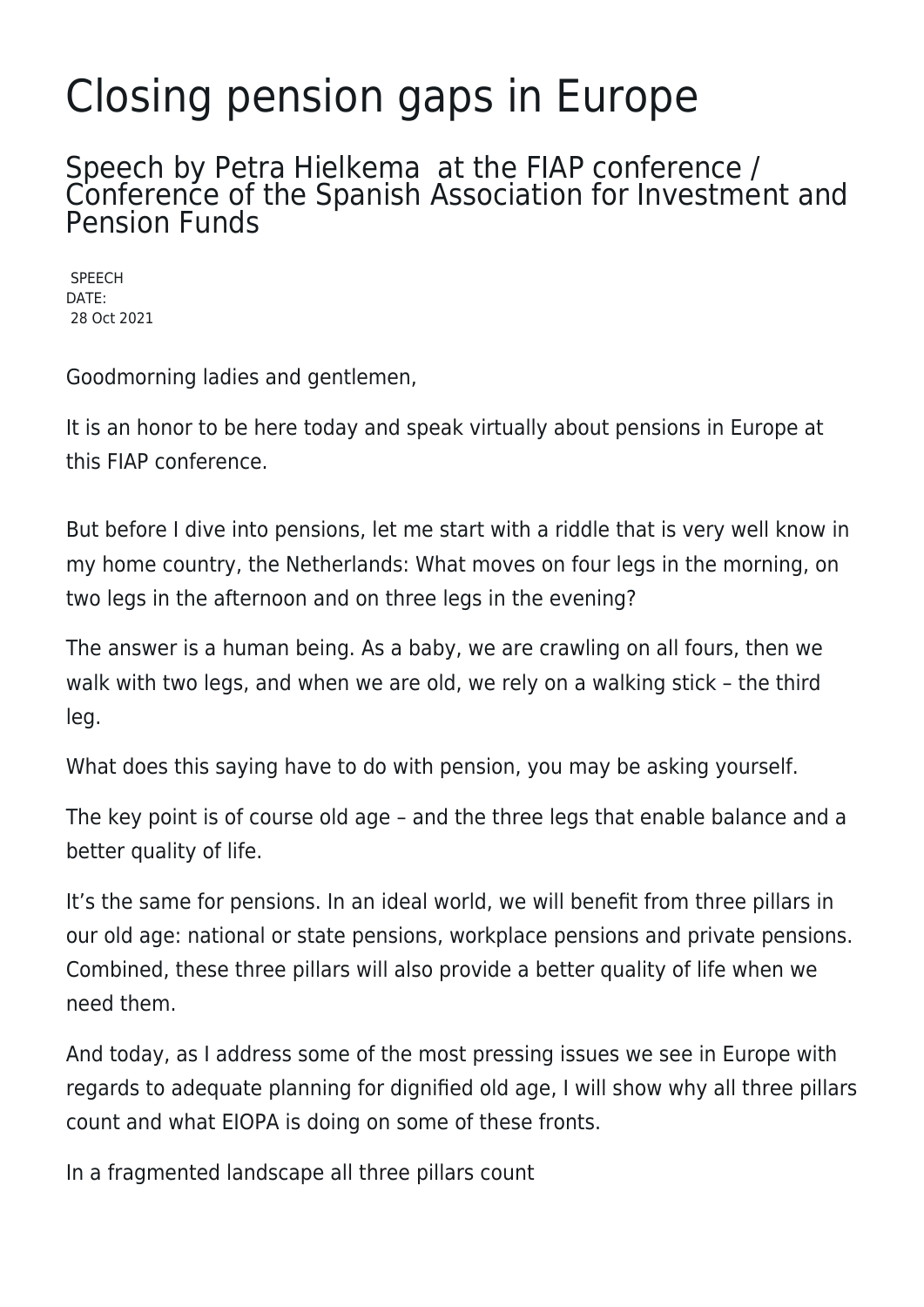# Closing pension gaps in Europe

## Speech by Petra Hielkema at the FIAP conference / Conference of the Spanish Association for Investment and Pension Funds

SPEECH
DATE:
28 Oct 2021

Goodmorning ladies and gentlemen,

It is an honor to be here today and speak virtually about pensions in Europe at this FIAP conference.

But before I dive into pensions, let me start with a riddle that is very well know in my home country, the Netherlands: What moves on four legs in the morning, on two legs in the afternoon and on three legs in the evening?

The answer is a human being. As a baby, we are crawling on all fours, then we walk with two legs, and when we are old, we rely on a walking stick – the third leg.

What does this saying have to do with pension, you may be asking yourself.

The key point is of course old age – and the three legs that enable balance and a better quality of life.

It's the same for pensions. In an ideal world, we will benefit from three pillars in our old age: national or state pensions, workplace pensions and private pensions. Combined, these three pillars will also provide a better quality of life when we need them.

And today, as I address some of the most pressing issues we see in Europe with regards to adequate planning for dignified old age, I will show why all three pillars count and what EIOPA is doing on some of these fronts.

In a fragmented landscape all three pillars count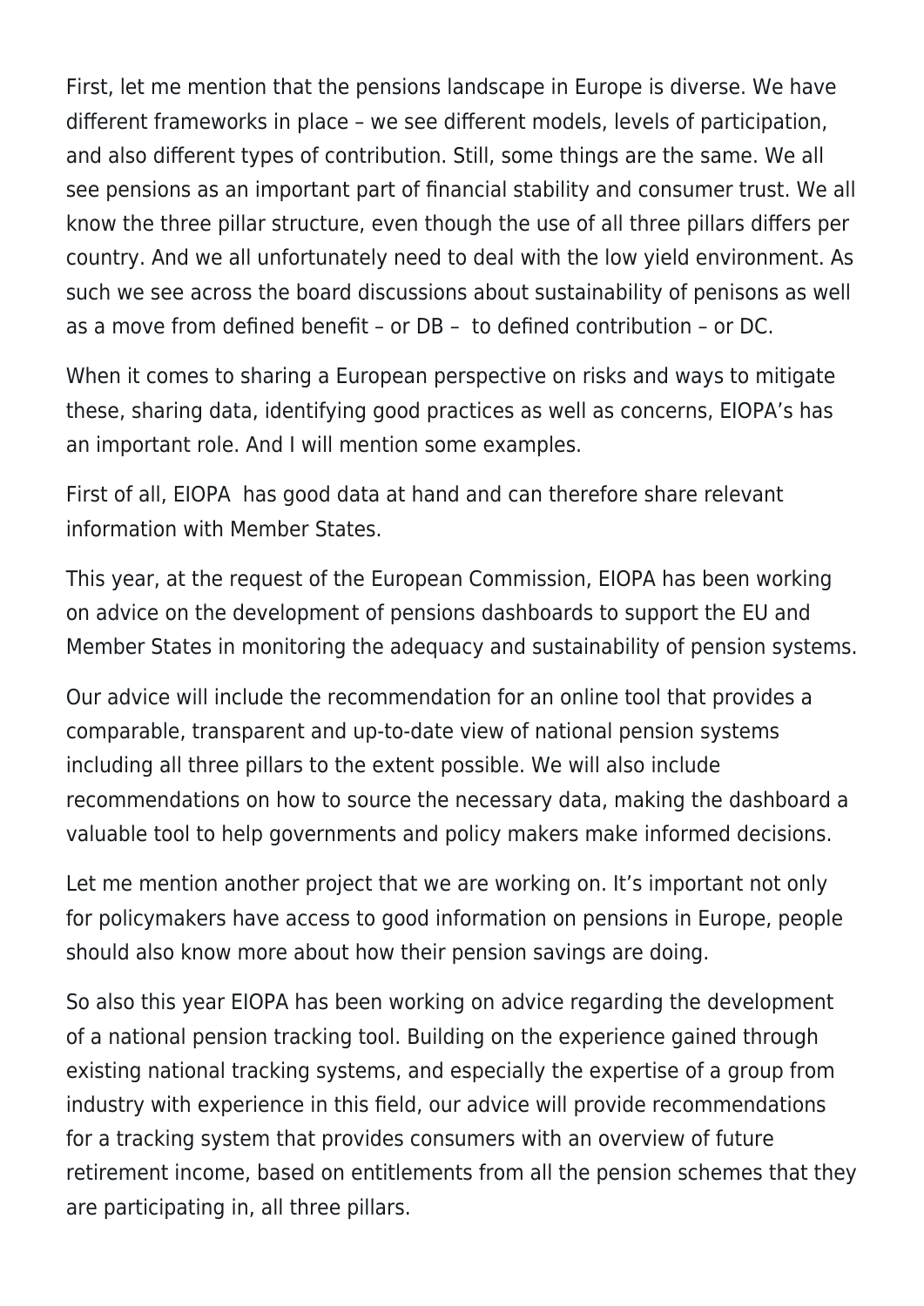First, let me mention that the pensions landscape in Europe is diverse. We have different frameworks in place – we see different models, levels of participation, and also different types of contribution. Still, some things are the same. We all see pensions as an important part of financial stability and consumer trust. We all know the three pillar structure, even though the use of all three pillars differs per country. And we all unfortunately need to deal with the low yield environment. As such we see across the board discussions about sustainability of penisons as well as a move from defined benefit – or DB – to defined contribution – or DC.

When it comes to sharing a European perspective on risks and ways to mitigate these, sharing data, identifying good practices as well as concerns, EIOPA's has an important role. And I will mention some examples.

First of all, EIOPA has good data at hand and can therefore share relevant information with Member States.

This year, at the request of the European Commission, EIOPA has been working on advice on the development of pensions dashboards to support the EU and Member States in monitoring the adequacy and sustainability of pension systems.

Our advice will include the recommendation for an online tool that provides a comparable, transparent and up-to-date view of national pension systems including all three pillars to the extent possible. We will also include recommendations on how to source the necessary data, making the dashboard a valuable tool to help governments and policy makers make informed decisions.

Let me mention another project that we are working on. It's important not only for policymakers have access to good information on pensions in Europe, people should also know more about how their pension savings are doing.

So also this year EIOPA has been working on advice regarding the development of a national pension tracking tool. Building on the experience gained through existing national tracking systems, and especially the expertise of a group from industry with experience in this field, our advice will provide recommendations for a tracking system that provides consumers with an overview of future retirement income, based on entitlements from all the pension schemes that they are participating in, all three pillars.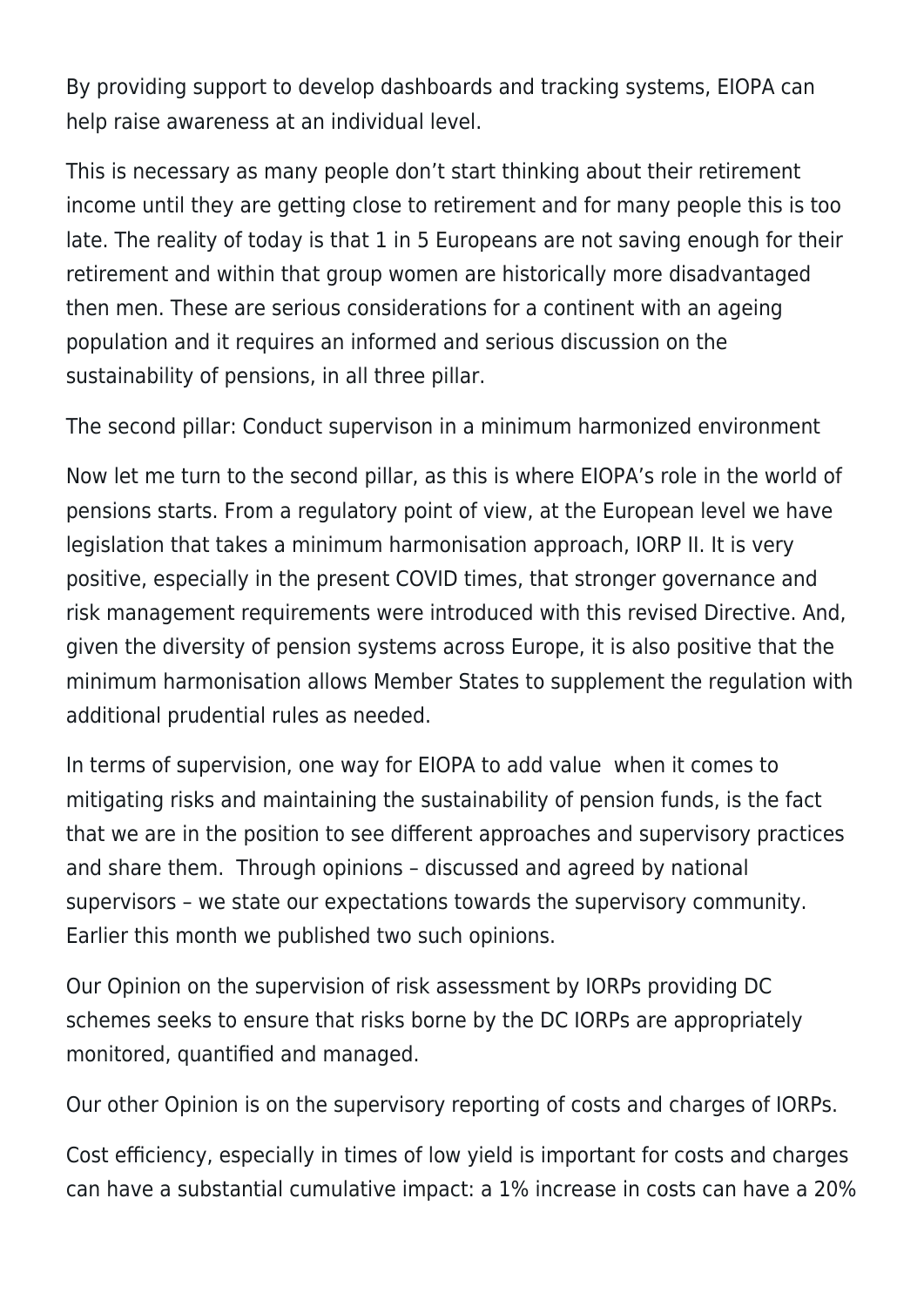By providing support to develop dashboards and tracking systems, EIOPA can help raise awareness at an individual level.

This is necessary as many people don't start thinking about their retirement income until they are getting close to retirement and for many people this is too late. The reality of today is that 1 in 5 Europeans are not saving enough for their retirement and within that group women are historically more disadvantaged then men. These are serious considerations for a continent with an ageing population and it requires an informed and serious discussion on the sustainability of pensions, in all three pillar.

## The second pillar: Conduct supervison in a minimum harmonized environment

Now let me turn to the second pillar, as this is where EIOPA's role in the world of pensions starts. From a regulatory point of view, at the European level we have legislation that takes a minimum harmonisation approach, IORP II. It is very positive, especially in the present COVID times, that stronger governance and risk management requirements were introduced with this revised Directive. And, given the diversity of pension systems across Europe, it is also positive that the minimum harmonisation allows Member States to supplement the regulation with additional prudential rules as needed.

In terms of supervision, one way for EIOPA to add value when it comes to mitigating risks and maintaining the sustainability of pension funds, is the fact that we are in the position to see different approaches and supervisory practices and share them. Through opinions – discussed and agreed by national supervisors – we state our expectations towards the supervisory community. Earlier this month we published two such opinions.

Our Opinion on the supervision of risk assessment by IORPs providing DC schemes seeks to ensure that risks borne by the DC IORPs are appropriately monitored, quantified and managed.

Our other Opinion is on the supervisory reporting of costs and charges of IORPs.

Cost efficiency, especially in times of low yield is important for costs and charges can have a substantial cumulative impact: a 1% increase in costs can have a 20%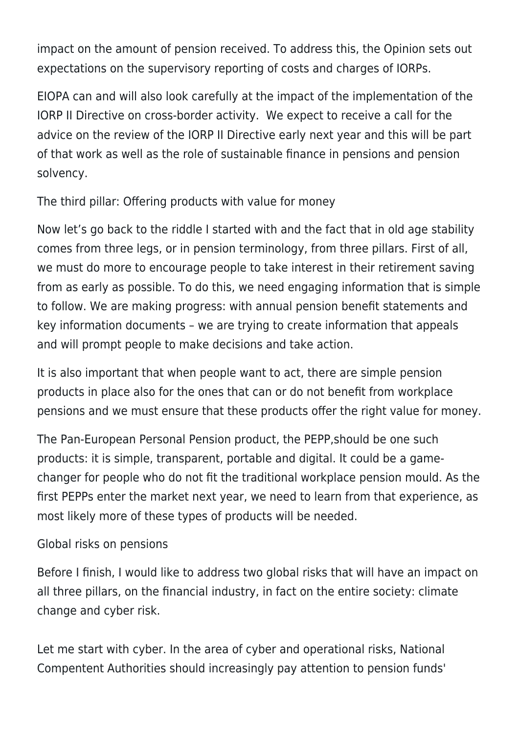impact on the amount of pension received. To address this, the Opinion sets out expectations on the supervisory reporting of costs and charges of IORPs.

EIOPA can and will also look carefully at the impact of the implementation of the IORP II Directive on cross-border activity.  We expect to receive a call for the advice on the review of the IORP II Directive early next year and this will be part of that work as well as the role of sustainable finance in pensions and pension solvency.

## The third pillar: Offering products with value for money

Now let's go back to the riddle I started with and the fact that in old age stability comes from three legs, or in pension terminology, from three pillars. First of all, we must do more to encourage people to take interest in their retirement saving from as early as possible. To do this, we need engaging information that is simple to follow. We are making progress: with annual pension benefit statements and key information documents – we are trying to create information that appeals and will prompt people to make decisions and take action.

It is also important that when people want to act, there are simple pension products in place also for the ones that can or do not benefit from workplace pensions and we must ensure that these products offer the right value for money.

The Pan-European Personal Pension product, the PEPP,should be one such products: it is simple, transparent, portable and digital. It could be a game-changer for people who do not fit the traditional workplace pension mould. As the first PEPPs enter the market next year, we need to learn from that experience, as most likely more of these types of products will be needed.

## Global risks on pensions

Before I finish, I would like to address two global risks that will have an impact on all three pillars, on the financial industry, in fact on the entire society: climate change and cyber risk.

Let me start with cyber. In the area of cyber and operational risks, National Compentent Authorities should increasingly pay attention to pension funds'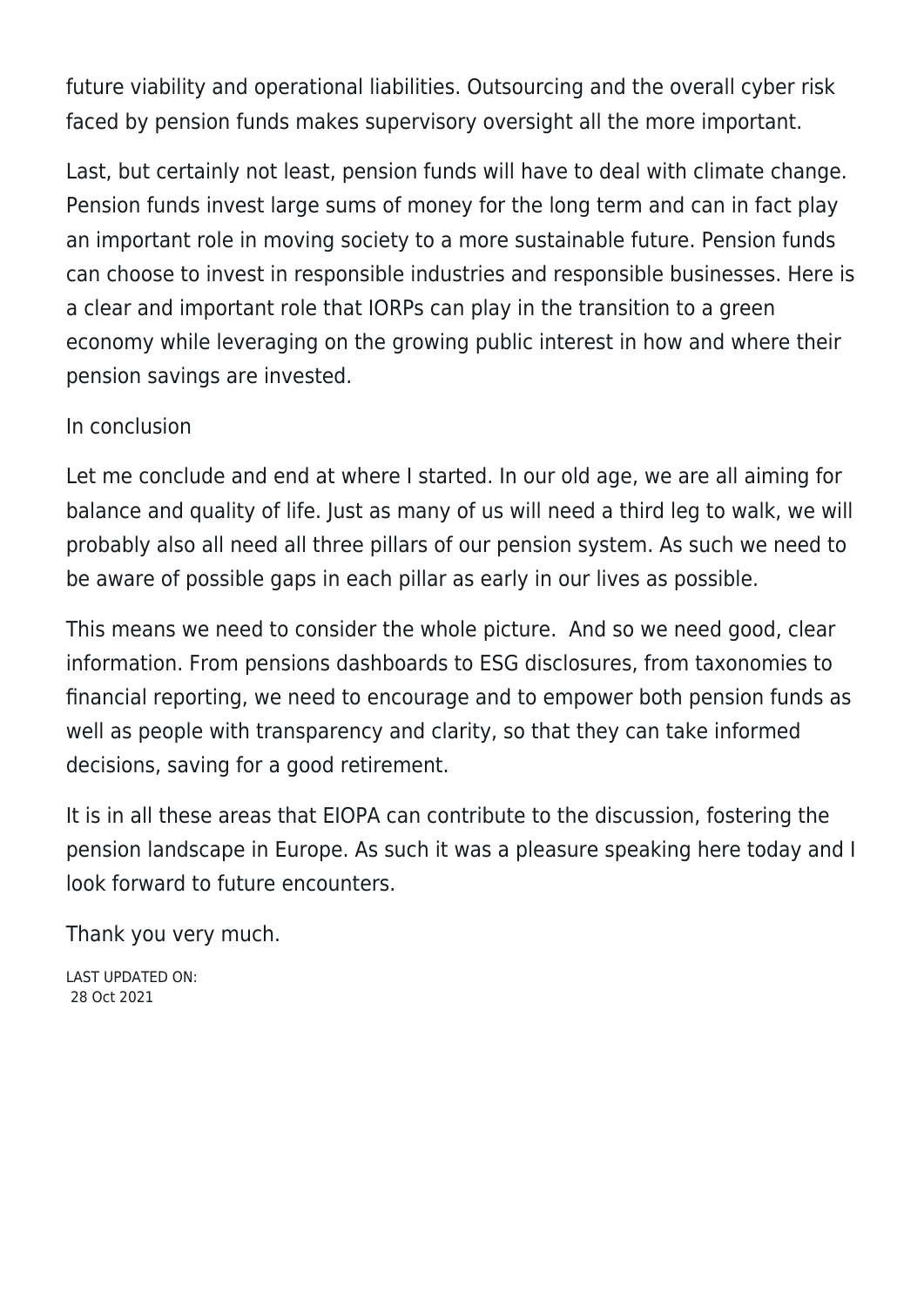future viability and operational liabilities. Outsourcing and the overall cyber risk faced by pension funds makes supervisory oversight all the more important.

Last, but certainly not least, pension funds will have to deal with climate change. Pension funds invest large sums of money for the long term and can in fact play an important role in moving society to a more sustainable future. Pension funds can choose to invest in responsible industries and responsible businesses. Here is a clear and important role that IORPs can play in the transition to a green economy while leveraging on the growing public interest in how and where their pension savings are invested.

## In conclusion

Let me conclude and end at where I started. In our old age, we are all aiming for balance and quality of life. Just as many of us will need a third leg to walk, we will probably also all need all three pillars of our pension system. As such we need to be aware of possible gaps in each pillar as early in our lives as possible.

This means we need to consider the whole picture. And so we need good, clear information. From pensions dashboards to ESG disclosures, from taxonomies to financial reporting, we need to encourage and to empower both pension funds as well as people with transparency and clarity, so that they can take informed decisions, saving for a good retirement.

It is in all these areas that EIOPA can contribute to the discussion, fostering the pension landscape in Europe. As such it was a pleasure speaking here today and I look forward to future encounters.

Thank you very much.

LAST UPDATED ON:
28 Oct 2021